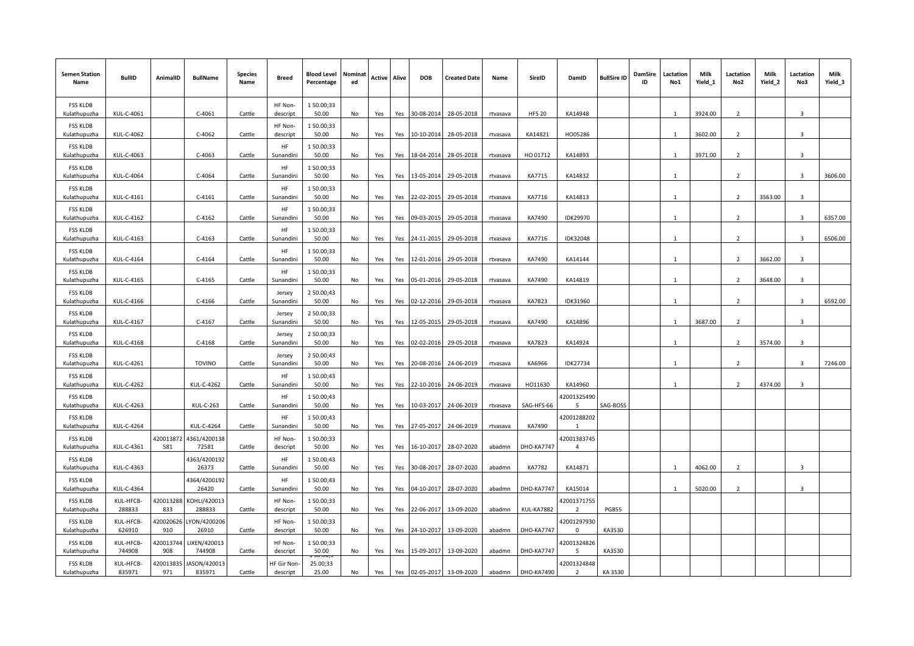| Semen Station Name | BullID | AnimalID | BullName | Species Name | Breed | Blood Level Percentage | Nominated | Active | Alive | DOB | Created Date | Name | SireID | DamID | BullSire ID | DamSire ID | Lactation No1 | Milk Yield_1 | Lactation No2 | Milk Yield_2 | Lactation No3 | Milk Yield_3 |
|---|---|---|---|---|---|---|---|---|---|---|---|---|---|---|---|---|---|---|---|---|---|---|
| FSS KLDB Kulathupuzha | KUL-C-4061 | | C-4061 | Cattle | HF Non-descript | 1 50.00;33 50.00 | No | Yes | Yes | 30-08-2014 | 28-05-2018 | rtvasava | HFS 20 | KA14948 | | | 1 | 3924.00 | 2 | | 3 | |
| FSS KLDB Kulathupuzha | KUL-C-4062 | | C-4062 | Cattle | HF Non-descript | 1 50.00;33 50.00 | No | Yes | Yes | 10-10-2014 | 28-05-2018 | rtvasava | KA14821 | HO05286 | | | 1 | 3602.00 | 2 | | 3 | |
| FSS KLDB Kulathupuzha | KUL-C-4063 | | C-4063 | Cattle | HF Sunandini | 1 50.00;33 50.00 | No | Yes | Yes | 18-04-2014 | 28-05-2018 | rtvasava | HO 01712 | KA14893 | | | 1 | 3971.00 | 2 | | 3 | |
| FSS KLDB Kulathupuzha | KUL-C-4064 | | C-4064 | Cattle | HF Sunandini | 1 50.00;33 50.00 | No | Yes | Yes | 13-05-2014 | 29-05-2018 | rtvasava | KA7715 | KA14832 | | | 1 | | 2 | | 3 | 3606.00 |
| FSS KLDB Kulathupuzha | KUL-C-4161 | | C-4161 | Cattle | HF Sunandini | 1 50.00;33 50.00 | No | Yes | Yes | 22-02-2015 | 29-05-2018 | rtvasava | KA7716 | KA14813 | | | 1 | | 2 | 3563.00 | 3 | |
| FSS KLDB Kulathupuzha | KUL-C-4162 | | C-4162 | Cattle | HF Sunandini | 1 50.00;33 50.00 | No | Yes | Yes | 09-03-2015 | 29-05-2018 | rtvasava | KA7490 | IDK29970 | | | 1 | | 2 | | 3 | 6357.00 |
| FSS KLDB Kulathupuzha | KUL-C-4163 | | C-4163 | Cattle | HF Sunandini | 1 50.00;33 50.00 | No | Yes | Yes | 24-11-2015 | 29-05-2018 | rtvasava | KA7716 | IDK32048 | | | 1 | | 2 | | 3 | 6506.00 |
| FSS KLDB Kulathupuzha | KUL-C-4164 | | C-4164 | Cattle | HF Sunandini | 1 50.00;33 50.00 | No | Yes | Yes | 12-01-2016 | 29-05-2018 | rtvasava | KA7490 | KA14144 | | | 1 | | 2 | 3662.00 | 3 | |
| FSS KLDB Kulathupuzha | KUL-C-4165 | | C-4165 | Cattle | HF Sunandini | 1 50.00;33 50.00 | No | Yes | Yes | 05-01-2016 | 29-05-2018 | rtvasava | KA7490 | KA14819 | | | 1 | | 2 | 3648.00 | 3 | |
| FSS KLDB Kulathupuzha | KUL-C-4166 | | C-4166 | Cattle | Jersey Sunandini | 2 50.00;43 50.00 | No | Yes | Yes | 02-12-2016 | 29-05-2018 | rtvasava | KA7823 | IDK31960 | | | 1 | | 2 | | 3 | 6592.00 |
| FSS KLDB Kulathupuzha | KUL-C-4167 | | C-4167 | Cattle | Jersey Sunandini | 2 50.00;33 50.00 | No | Yes | Yes | 12-05-2015 | 29-05-2018 | rtvasava | KA7490 | KA14896 | | | 1 | 3687.00 | 2 | | 3 | |
| FSS KLDB Kulathupuzha | KUL-C-4168 | | C-4168 | Cattle | Jersey Sunandini | 2 50.00;33 50.00 | No | Yes | Yes | 02-02-2016 | 29-05-2018 | rtvasava | KA7823 | KA14924 | | | 1 | | 2 | 3574.00 | 3 | |
| FSS KLDB Kulathupuzha | KUL-C-4261 | | TOVINO | Cattle | Jersey Sunandini | 2 50.00;43 50.00 | No | Yes | Yes | 20-08-2016 | 24-06-2019 | rtvasava | KA6966 | IDK27734 | | | 1 | | 2 | | 3 | 7246.00 |
| FSS KLDB Kulathupuzha | KUL-C-4262 | | KUL-C-4262 | Cattle | HF Sunandini | 1 50.00;43 50.00 | No | Yes | Yes | 22-10-2016 | 24-06-2019 | rtvasava | HO11630 | KA14960 | | | 1 | | 2 | 4374.00 | 3 | |
| FSS KLDB Kulathupuzha | KUL-C-4263 | | KUL-C-263 | Cattle | HF Sunandini | 1 50.00;43 50.00 | No | Yes | Yes | 10-03-2017 | 24-06-2019 | rtvasava | SAG-HFS-66 | 420013254905 | SAG-BOSS | | | | | | | |
| FSS KLDB Kulathupuzha | KUL-C-4264 | | KUL-C-4264 | Cattle | HF Sunandini | 1 50.00;43 50.00 | No | Yes | Yes | 27-05-2017 | 24-06-2019 | rtvasava | KA7490 | 420012882021 | | | | | | | | |
| FSS KLDB Kulathupuzha | KUL-C-4361 | 420013872581 | 4361/420013872581 | Cattle | HF Non-descript | 1 50.00;33 50.00 | No | Yes | Yes | 16-10-2017 | 28-07-2020 | abadmn | DHO-KA7747 | 420013837454 | | | | | | | | |
| FSS KLDB Kulathupuzha | KUL-C-4363 | | 4363/420019226373 | Cattle | HF Sunandini | 1 50.00;43 50.00 | No | Yes | Yes | 30-08-2017 | 28-07-2020 | abadmn | KA7782 | KA14871 | | | 1 | 4062.00 | 2 | | 3 | |
| FSS KLDB Kulathupuzha | KUL-C-4364 | | 4364/420019226420 | Cattle | HF Sunandini | 1 50.00;43 50.00 | No | Yes | Yes | 04-10-2017 | 28-07-2020 | abadmn | DHO-KA7747 | KA15014 | | | 1 | 5020.00 | 2 | | 3 | |
| FSS KLDB Kulathupuzha | KUL-HFCB-288833 | 420013288833 | KOHLI/420013288833 | Cattle | HF Non-descript | 1 50.00;33 50.00 | No | Yes | Yes | 22-06-2017 | 13-09-2020 | abadmn | KUL-KA7882 | 420013717552 | PG855 | | | | | | | |
| FSS KLDB Kulathupuzha | KUL-HFCB-626910 | 420020626910 | LYON/420020626910 | Cattle | HF Non-descript | 1 50.00;33 50.00 | No | Yes | Yes | 24-10-2017 | 13-09-2020 | abadmn | DHO-KA7747 | 420012979300 | KA3530 | | | | | | | |
| FSS KLDB Kulathupuzha | KUL-HFCB-744908 | 420013744908 | LIXEN/420013744908 | Cattle | HF Non-descript | 1 50.00;33 50.00 | No | Yes | Yes | 15-09-2017 | 13-09-2020 | abadmn | DHO-KA7747 | 420013248265 | KA3530 | | | | | | | |
| FSS KLDB Kulathupuzha | KUL-HFCB-835971 | 420013835971 | JASON/420013835971 | Cattle | HF Gir Non-descript | 1 50.00;5 25.00;33 25.00 | No | Yes | Yes | 02-05-2017 | 13-09-2020 | abadmn | DHO-KA7490 | 420013248482 | KA 3530 | | | | | | | |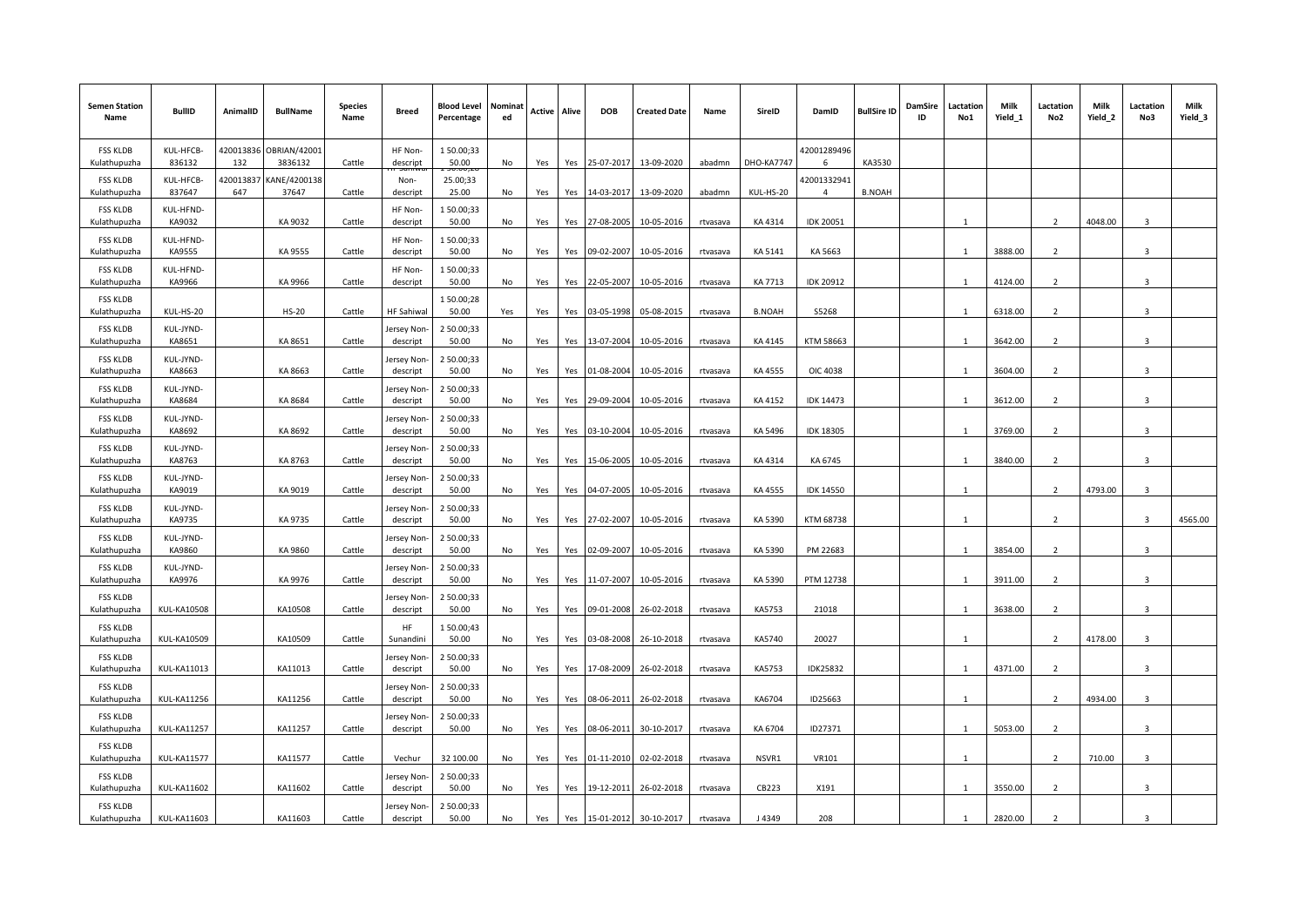| Semen Station Name | BullID | AnimalID | BullName | Species Name | Breed | Blood Level Percentage | Nominated | Active | Alive | DOB | Created Date | Name | SireID | DamID | BullSire ID | DamSire ID | Lactation No1 | Milk Yield_1 | Lactation No2 | Milk Yield_2 | Lactation No3 | Milk Yield_3 |
|---|---|---|---|---|---|---|---|---|---|---|---|---|---|---|---|---|---|---|---|---|---|---|
| FSS KLDB Kulathupuzha | KUL-HFCB-836132 | 420013836132 | OBRIAN/420013836132 | Cattle | HF Non-descript | 1 50.00;33 50.00 | No | Yes | Yes | 25-07-2017 | 13-09-2020 | abadmn | DHO-KA7747 | 420012894966 | KA3530 | | | | | | | |
| FSS KLDB Kulathupuzha | KUL-HFCB-837647 | 420013837647 | KANE/420013837647 | Cattle | HF Sahiwal Non-descript | 1 50.00;28 25.00;33 25.00 | No | Yes | Yes | 14-03-2017 | 13-09-2020 | abadmn | KUL-HS-20 | 420013329414 | B.NOAH | | | | | | | |
| FSS KLDB Kulathupuzha | KUL-HFND-KA9032 | | KA 9032 | Cattle | HF Non-descript | 1 50.00;33 50.00 | No | Yes | Yes | 27-08-2005 | 10-05-2016 | rtvasava | KA 4314 | IDK 20051 | | | 1 | | 2 | 4048.00 | 3 | |
| FSS KLDB Kulathupuzha | KUL-HFND-KA9555 | | KA 9555 | Cattle | HF Non-descript | 1 50.00;33 50.00 | No | Yes | Yes | 09-02-2007 | 10-05-2016 | rtvasava | KA 5141 | KA 5663 | | | 1 | 3888.00 | 2 | | 3 | |
| FSS KLDB Kulathupuzha | KUL-HFND-KA9966 | | KA 9966 | Cattle | HF Non-descript | 1 50.00;33 50.00 | No | Yes | Yes | 22-05-2007 | 10-05-2016 | rtvasava | KA 7713 | IDK 20912 | | | 1 | 4124.00 | 2 | | 3 | |
| FSS KLDB Kulathupuzha | KUL-HS-20 | | HS-20 | Cattle | HF Sahiwal | 1 50.00;28 50.00 | Yes | Yes | Yes | 03-05-1998 | 05-08-2015 | rtvasava | B.NOAH | S5268 | | | 1 | 6318.00 | 2 | | 3 | |
| FSS KLDB Kulathupuzha | KUL-JYND-KA8651 | | KA 8651 | Cattle | Jersey Non-descript | 2 50.00;33 50.00 | No | Yes | Yes | 13-07-2004 | 10-05-2016 | rtvasava | KA 4145 | KTM 58663 | | | 1 | 3642.00 | 2 | | 3 | |
| FSS KLDB Kulathupuzha | KUL-JYND-KA8663 | | KA 8663 | Cattle | Jersey Non-descript | 2 50.00;33 50.00 | No | Yes | Yes | 01-08-2004 | 10-05-2016 | rtvasava | KA 4555 | OIC 4038 | | | 1 | 3604.00 | 2 | | 3 | |
| FSS KLDB Kulathupuzha | KUL-JYND-KA8684 | | KA 8684 | Cattle | Jersey Non-descript | 2 50.00;33 50.00 | No | Yes | Yes | 29-09-2004 | 10-05-2016 | rtvasava | KA 4152 | IDK 14473 | | | 1 | 3612.00 | 2 | | 3 | |
| FSS KLDB Kulathupuzha | KUL-JYND-KA8692 | | KA 8692 | Cattle | Jersey Non-descript | 2 50.00;33 50.00 | No | Yes | Yes | 03-10-2004 | 10-05-2016 | rtvasava | KA 5496 | IDK 18305 | | | 1 | 3769.00 | 2 | | 3 | |
| FSS KLDB Kulathupuzha | KUL-JYND-KA8763 | | KA 8763 | Cattle | Jersey Non-descript | 2 50.00;33 50.00 | No | Yes | Yes | 15-06-2005 | 10-05-2016 | rtvasava | KA 4314 | KA 6745 | | | 1 | 3840.00 | 2 | | 3 | |
| FSS KLDB Kulathupuzha | KUL-JYND-KA9019 | | KA 9019 | Cattle | Jersey Non-descript | 2 50.00;33 50.00 | No | Yes | Yes | 04-07-2005 | 10-05-2016 | rtvasava | KA 4555 | IDK 14550 | | | 1 | | 2 | 4793.00 | 3 | |
| FSS KLDB Kulathupuzha | KUL-JYND-KA9735 | | KA 9735 | Cattle | Jersey Non-descript | 2 50.00;33 50.00 | No | Yes | Yes | 27-02-2007 | 10-05-2016 | rtvasava | KA 5390 | KTM 68738 | | | 1 | | 2 | | 3 | 4565.00 |
| FSS KLDB Kulathupuzha | KUL-JYND-KA9860 | | KA 9860 | Cattle | Jersey Non-descript | 2 50.00;33 50.00 | No | Yes | Yes | 02-09-2007 | 10-05-2016 | rtvasava | KA 5390 | PM 22683 | | | 1 | 3854.00 | 2 | | 3 | |
| FSS KLDB Kulathupuzha | KUL-JYND-KA9976 | | KA 9976 | Cattle | Jersey Non-descript | 2 50.00;33 50.00 | No | Yes | Yes | 11-07-2007 | 10-05-2016 | rtvasava | KA 5390 | PTM 12738 | | | 1 | 3911.00 | 2 | | 3 | |
| FSS KLDB Kulathupuzha | KUL-KA10508 | | KA10508 | Cattle | Jersey Non-descript | 2 50.00;33 50.00 | No | Yes | Yes | 09-01-2008 | 26-02-2018 | rtvasava | KA5753 | 21018 | | | 1 | 3638.00 | 2 | | 3 | |
| FSS KLDB Kulathupuzha | KUL-KA10509 | | KA10509 | Cattle | HF Sunandini | 1 50.00;43 50.00 | No | Yes | Yes | 03-08-2008 | 26-10-2018 | rtvasava | KA5740 | 20027 | | | 1 | | 2 | 4178.00 | 3 | |
| FSS KLDB Kulathupuzha | KUL-KA11013 | | KA11013 | Cattle | Jersey Non-descript | 2 50.00;33 50.00 | No | Yes | Yes | 17-08-2009 | 26-02-2018 | rtvasava | KA5753 | IDK25832 | | | 1 | 4371.00 | 2 | | 3 | |
| FSS KLDB Kulathupuzha | KUL-KA11256 | | KA11256 | Cattle | Jersey Non-descript | 2 50.00;33 50.00 | No | Yes | Yes | 08-06-2011 | 26-02-2018 | rtvasava | KA6704 | ID25663 | | | 1 | | 2 | 4934.00 | 3 | |
| FSS KLDB Kulathupuzha | KUL-KA11257 | | KA11257 | Cattle | Jersey Non-descript | 2 50.00;33 50.00 | No | Yes | Yes | 08-06-2011 | 30-10-2017 | rtvasava | KA 6704 | ID27371 | | | 1 | 5053.00 | 2 | | 3 | |
| FSS KLDB Kulathupuzha | KUL-KA11577 | | KA11577 | Cattle | Vechur | 32 100.00 | No | Yes | Yes | 01-11-2010 | 02-02-2018 | rtvasava | NSVR1 | VR101 | | | 1 | | 2 | 710.00 | 3 | |
| FSS KLDB Kulathupuzha | KUL-KA11602 | | KA11602 | Cattle | Jersey Non-descript | 2 50.00;33 50.00 | No | Yes | Yes | 19-12-2011 | 26-02-2018 | rtvasava | CB223 | X191 | | | 1 | 3550.00 | 2 | | 3 | |
| FSS KLDB Kulathupuzha | KUL-KA11603 | | KA11603 | Cattle | Jersey Non-descript | 2 50.00;33 50.00 | No | Yes | Yes | 15-01-2012 | 30-10-2017 | rtvasava | J 4349 | 208 | | | 1 | 2820.00 | 2 | | 3 | |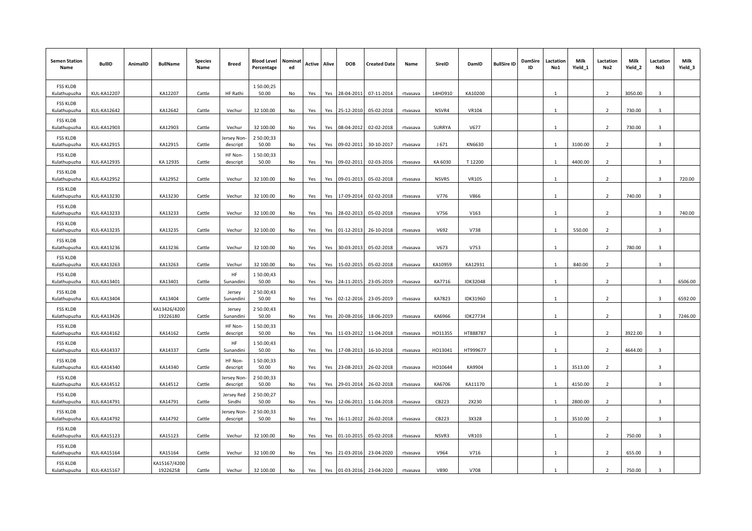| Semen Station Name | BullID | AnimalID | BullName | Species Name | Breed | Blood Level Percentage | Nominated | Active | Alive | DOB | Created Date | Name | SireID | DamID | BullSire ID | DamSire ID | Lactation No1 | Milk Yield_1 | Lactation No2 | Milk Yield_2 | Lactation No3 | Milk Yield_3 |
|---|---|---|---|---|---|---|---|---|---|---|---|---|---|---|---|---|---|---|---|---|---|---|
| FSS KLDB Kulathupuzha | KUL-KA12207 | | KA12207 | Cattle | HF Rathi | 1 50.00;25 50.00 | No | Yes | Yes | 28-04-2011 | 07-11-2014 | rtvasava | 14HO910 | KA10200 | | | 1 | | 2 | 3050.00 | 3 | |
| FSS KLDB Kulathupuzha | KUL-KA12642 | | KA12642 | Cattle | Vechur | 32 100.00 | No | Yes | Yes | 25-12-2010 | 05-02-2018 | rtvasava | NSVR4 | VR104 | | | 1 | | 2 | 730.00 | 3 | |
| FSS KLDB Kulathupuzha | KUL-KA12903 | | KA12903 | Cattle | Vechur | 32 100.00 | No | Yes | Yes | 08-04-2012 | 02-02-2018 | rtvasava | SURRYA | V677 | | | 1 | | 2 | 730.00 | 3 | |
| FSS KLDB Kulathupuzha | KUL-KA12915 | | KA12915 | Cattle | Jersey Non-descript | 2 50.00;33 50.00 | No | Yes | Yes | 09-02-2011 | 30-10-2017 | rtvasava | J 671 | KN6630 | | | 1 | 3100.00 | 2 | | 3 | |
| FSS KLDB Kulathupuzha | KUL-KA12935 | | KA 12935 | Cattle | HF Non-descript | 1 50.00;33 50.00 | No | Yes | Yes | 09-02-2011 | 02-03-2016 | rtvasava | KA 6030 | T 12200 | | | 1 | 4400.00 | 2 | | 3 | |
| FSS KLDB Kulathupuzha | KUL-KA12952 | | KA12952 | Cattle | Vechur | 32 100.00 | No | Yes | Yes | 09-01-2013 | 05-02-2018 | rtvasava | NSVR5 | VR105 | | | 1 | | 2 | | 3 | 720.00 |
| FSS KLDB Kulathupuzha | KUL-KA13230 | | KA13230 | Cattle | Vechur | 32 100.00 | No | Yes | Yes | 17-09-2014 | 02-02-2018 | rtvasava | V776 | V866 | | | 1 | | 2 | 740.00 | 3 | |
| FSS KLDB Kulathupuzha | KUL-KA13233 | | KA13233 | Cattle | Vechur | 32 100.00 | No | Yes | Yes | 28-02-2013 | 05-02-2018 | rtvasava | V756 | V163 | | | 1 | | 2 | | 3 | 740.00 |
| FSS KLDB Kulathupuzha | KUL-KA13235 | | KA13235 | Cattle | Vechur | 32 100.00 | No | Yes | Yes | 01-12-2013 | 26-10-2018 | rtvasava | V692 | V738 | | | 1 | 550.00 | 2 | | 3 | |
| FSS KLDB Kulathupuzha | KUL-KA13236 | | KA13236 | Cattle | Vechur | 32 100.00 | No | Yes | Yes | 30-03-2013 | 05-02-2018 | rtvasava | V673 | V753 | | | 1 | | 2 | 780.00 | 3 | |
| FSS KLDB Kulathupuzha | KUL-KA13263 | | KA13263 | Cattle | Vechur | 32 100.00 | No | Yes | Yes | 15-02-2015 | 05-02-2018 | rtvasava | KA10959 | KA12931 | | | 1 | 840.00 | 2 | | 3 | |
| FSS KLDB Kulathupuzha | KUL-KA13401 | | KA13401 | Cattle | HF Sunandini | 1 50.00;43 50.00 | No | Yes | Yes | 24-11-2015 | 23-05-2019 | rtvasava | KA7716 | IDK32048 | | | 1 | | 2 | | 3 | 6506.00 |
| FSS KLDB Kulathupuzha | KUL-KA13404 | | KA13404 | Cattle | Jersey Sunandini | 2 50.00;43 50.00 | No | Yes | Yes | 02-12-2016 | 23-05-2019 | rtvasava | KA7823 | IDK31960 | | | 1 | | 2 | | 3 | 6592.00 |
| FSS KLDB Kulathupuzha | KUL-KA13426 | | KA13426/4200 19226180 | Cattle | Jersey Sunandini | 2 50.00;43 50.00 | No | Yes | Yes | 20-08-2016 | 18-06-2019 | rtvasava | KA6966 | IDK27734 | | | 1 | | 2 | | 3 | 7246.00 |
| FSS KLDB Kulathupuzha | KUL-KA14162 | | KA14162 | Cattle | HF Non-descript | 1 50.00;33 50.00 | No | Yes | Yes | 11-03-2012 | 11-04-2018 | rtvasava | HO11355 | HT888787 | | | 1 | | 2 | 3922.00 | 3 | |
| FSS KLDB Kulathupuzha | KUL-KA14337 | | KA14337 | Cattle | HF Sunandini | 1 50.00;43 50.00 | No | Yes | Yes | 17-08-2013 | 16-10-2018 | rtvasava | HO13041 | HT999677 | | | 1 | | 2 | 4644.00 | 3 | |
| FSS KLDB Kulathupuzha | KUL-KA14340 | | KA14340 | Cattle | HF Non-descript | 1 50.00;33 50.00 | No | Yes | Yes | 23-08-2013 | 26-02-2018 | rtvasava | HO10644 | KA9904 | | | 1 | 3513.00 | 2 | | 3 | |
| FSS KLDB Kulathupuzha | KUL-KA14512 | | KA14512 | Cattle | Jersey Non-descript | 2 50.00;33 50.00 | No | Yes | Yes | 29-01-2014 | 26-02-2018 | rtvasava | KA6706 | KA11170 | | | 1 | 4150.00 | 2 | | 3 | |
| FSS KLDB Kulathupuzha | KUL-KA14791 | | KA14791 | Cattle | Jersey Red Sindhi | 2 50.00;27 50.00 | No | Yes | Yes | 12-06-2011 | 11-04-2018 | rtvasava | CB223 | 2X230 | | | 1 | 2800.00 | 2 | | 3 | |
| FSS KLDB Kulathupuzha | KUL-KA14792 | | KA14792 | Cattle | Jersey Non-descript | 2 50.00;33 50.00 | No | Yes | Yes | 16-11-2012 | 26-02-2018 | rtvasava | CB223 | 3X328 | | | 1 | 3510.00 | 2 | | 3 | |
| FSS KLDB Kulathupuzha | KUL-KA15123 | | KA15123 | Cattle | Vechur | 32 100.00 | No | Yes | Yes | 01-10-2015 | 05-02-2018 | rtvasava | NSVR3 | VR103 | | | 1 | | 2 | 750.00 | 3 | |
| FSS KLDB Kulathupuzha | KUL-KA15164 | | KA15164 | Cattle | Vechur | 32 100.00 | No | Yes | Yes | 21-03-2016 | 23-04-2020 | rtvasava | V964 | V716 | | | 1 | | 2 | 655.00 | 3 | |
| FSS KLDB Kulathupuzha | KUL-KA15167 | | KA15167/4200 19226258 | Cattle | Vechur | 32 100.00 | No | Yes | Yes | 01-03-2016 | 23-04-2020 | rtvasava | V890 | V708 | | | 1 | | 2 | 750.00 | 3 | |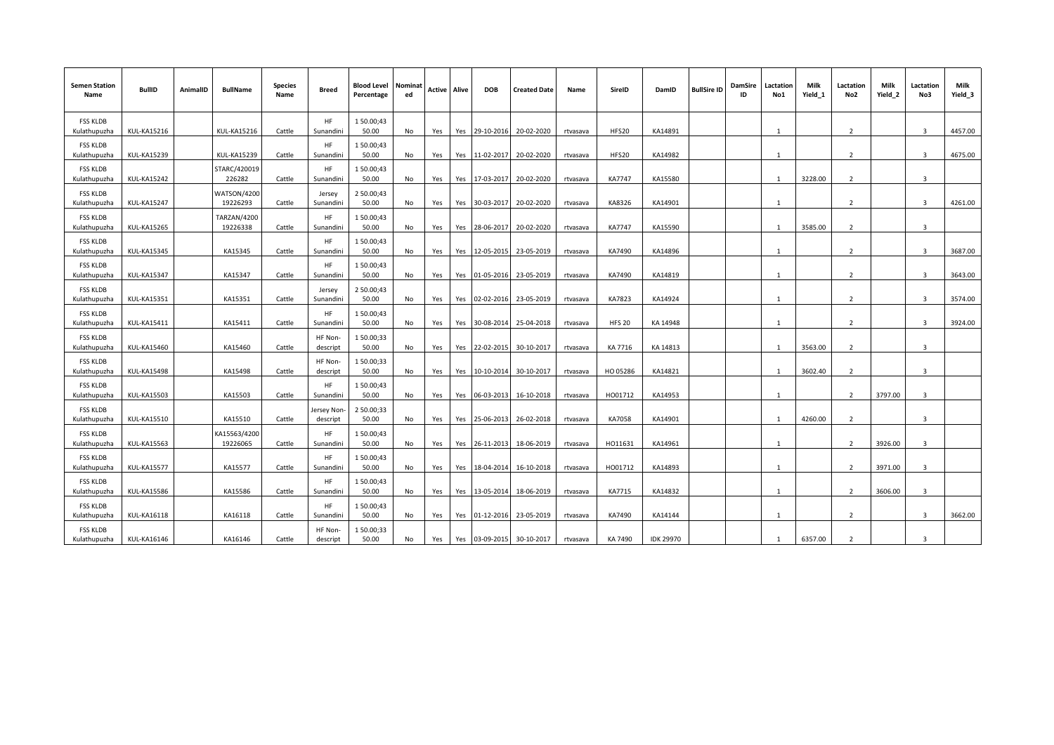| Semen Station Name | BullID | AnimalID | BullName | Species Name | Breed | Blood Level Percentage | Nominated | Active | Alive | DOB | Created Date | Name | SireID | DamID | BullSire ID | DamSire ID | Lactation No1 | Milk Yield_1 | Lactation No2 | Milk Yield_2 | Lactation No3 | Milk Yield_3 |
|---|---|---|---|---|---|---|---|---|---|---|---|---|---|---|---|---|---|---|---|---|---|---|
| FSS KLDB Kulathupuzha | KUL-KA15216 | | KUL-KA15216 | Cattle | HF Sunandini | 1 50.00;43 50.00 | No | Yes | Yes | 29-10-2016 | 20-02-2020 | rtvasava | HFS20 | KA14891 | | | 1 | | 2 | | 3 | 4457.00 |
| FSS KLDB Kulathupuzha | KUL-KA15239 | | KUL-KA15239 | Cattle | HF Sunandini | 1 50.00;43 50.00 | No | Yes | Yes | 11-02-2017 | 20-02-2020 | rtvasava | HFS20 | KA14982 | | | 1 | | 2 | | 3 | 4675.00 |
| FSS KLDB Kulathupuzha | KUL-KA15242 | | STARC/420019 226282 | Cattle | HF Sunandini | 1 50.00;43 50.00 | No | Yes | Yes | 17-03-2017 | 20-02-2020 | rtvasava | KA7747 | KA15580 | | | 1 | 3228.00 | 2 | | 3 | |
| FSS KLDB Kulathupuzha | KUL-KA15247 | | WATSON/4200 19226293 | Cattle | Jersey Sunandini | 2 50.00;43 50.00 | No | Yes | Yes | 30-03-2017 | 20-02-2020 | rtvasava | KA8326 | KA14901 | | | 1 | | 2 | | 3 | 4261.00 |
| FSS KLDB Kulathupuzha | KUL-KA15265 | | TARZAN/4200 19226338 | Cattle | HF Sunandini | 1 50.00;43 50.00 | No | Yes | Yes | 28-06-2017 | 20-02-2020 | rtvasava | KA7747 | KA15590 | | | 1 | 3585.00 | 2 | | 3 | |
| FSS KLDB Kulathupuzha | KUL-KA15345 | | KA15345 | Cattle | HF Sunandini | 1 50.00;43 50.00 | No | Yes | Yes | 12-05-2015 | 23-05-2019 | rtvasava | KA7490 | KA14896 | | | 1 | | 2 | | 3 | 3687.00 |
| FSS KLDB Kulathupuzha | KUL-KA15347 | | KA15347 | Cattle | HF Sunandini | 1 50.00;43 50.00 | No | Yes | Yes | 01-05-2016 | 23-05-2019 | rtvasava | KA7490 | KA14819 | | | 1 | | 2 | | 3 | 3643.00 |
| FSS KLDB Kulathupuzha | KUL-KA15351 | | KA15351 | Cattle | Jersey Sunandini | 2 50.00;43 50.00 | No | Yes | Yes | 02-02-2016 | 23-05-2019 | rtvasava | KA7823 | KA14924 | | | 1 | | 2 | | 3 | 3574.00 |
| FSS KLDB Kulathupuzha | KUL-KA15411 | | KA15411 | Cattle | HF Sunandini | 1 50.00;43 50.00 | No | Yes | Yes | 30-08-2014 | 25-04-2018 | rtvasava | HFS 20 | KA 14948 | | | 1 | | 2 | | 3 | 3924.00 |
| FSS KLDB Kulathupuzha | KUL-KA15460 | | KA15460 | Cattle | HF Non-descript | 1 50.00;33 50.00 | No | Yes | Yes | 22-02-2015 | 30-10-2017 | rtvasava | KA 7716 | KA 14813 | | | 1 | 3563.00 | 2 | | 3 | |
| FSS KLDB Kulathupuzha | KUL-KA15498 | | KA15498 | Cattle | HF Non-descript | 1 50.00;33 50.00 | No | Yes | Yes | 10-10-2014 | 30-10-2017 | rtvasava | HO 05286 | KA14821 | | | 1 | 3602.40 | 2 | | 3 | |
| FSS KLDB Kulathupuzha | KUL-KA15503 | | KA15503 | Cattle | HF Sunandini | 1 50.00;43 50.00 | No | Yes | Yes | 06-03-2013 | 16-10-2018 | rtvasava | HO01712 | KA14953 | | | 1 | | 2 | 3797.00 | 3 | |
| FSS KLDB Kulathupuzha | KUL-KA15510 | | KA15510 | Cattle | Jersey Non-descript | 2 50.00;33 50.00 | No | Yes | Yes | 25-06-2013 | 26-02-2018 | rtvasava | KA7058 | KA14901 | | | 1 | 4260.00 | 2 | | 3 | |
| FSS KLDB Kulathupuzha | KUL-KA15563 | | KA15563/4200 19226065 | Cattle | HF Sunandini | 1 50.00;43 50.00 | No | Yes | Yes | 26-11-2013 | 18-06-2019 | rtvasava | HO11631 | KA14961 | | | 1 | | 2 | 3926.00 | 3 | |
| FSS KLDB Kulathupuzha | KUL-KA15577 | | KA15577 | Cattle | HF Sunandini | 1 50.00;43 50.00 | No | Yes | Yes | 18-04-2014 | 16-10-2018 | rtvasava | HO01712 | KA14893 | | | 1 | | 2 | 3971.00 | 3 | |
| FSS KLDB Kulathupuzha | KUL-KA15586 | | KA15586 | Cattle | HF Sunandini | 1 50.00;43 50.00 | No | Yes | Yes | 13-05-2014 | 18-06-2019 | rtvasava | KA7715 | KA14832 | | | 1 | | 2 | 3606.00 | 3 | |
| FSS KLDB Kulathupuzha | KUL-KA16118 | | KA16118 | Cattle | HF Sunandini | 1 50.00;43 50.00 | No | Yes | Yes | 01-12-2016 | 23-05-2019 | rtvasava | KA7490 | KA14144 | | | 1 | | 2 | | 3 | 3662.00 |
| FSS KLDB Kulathupuzha | KUL-KA16146 | | KA16146 | Cattle | HF Non-descript | 1 50.00;33 50.00 | No | Yes | Yes | 03-09-2015 | 30-10-2017 | rtvasava | KA 7490 | IDK 29970 | | | 1 | 6357.00 | 2 | | 3 | |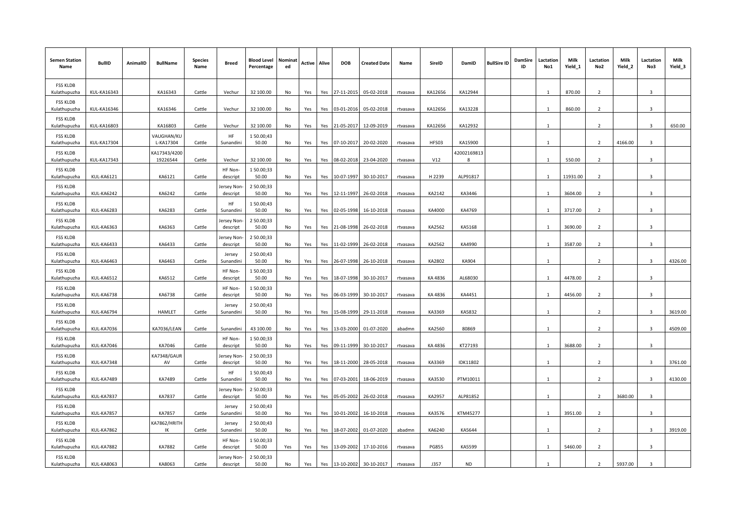| Semen Station Name | BullID | AnimalID | BullName | Species Name | Breed | Blood Level Percentage | Nominated | Active | Alive | DOB | Created Date | Name | SireID | DamID | BullSire ID | DamSire ID | Lactation No1 | Milk Yield_1 | Lactation No2 | Milk Yield_2 | Lactation No3 | Milk Yield_3 |
|---|---|---|---|---|---|---|---|---|---|---|---|---|---|---|---|---|---|---|---|---|---|---|
| FSS KLDB Kulathupuzha | KUL-KA16343 | | KA16343 | Cattle | Vechur | 32 100.00 | No | Yes | Yes | 27-11-2015 | 05-02-2018 | rtvasava | KA12656 | KA12944 | | | 1 | 870.00 | 2 | | 3 | |
| FSS KLDB Kulathupuzha | KUL-KA16346 | | KA16346 | Cattle | Vechur | 32 100.00 | No | Yes | Yes | 03-01-2016 | 05-02-2018 | rtvasava | KA12656 | KA13228 | | | 1 | 860.00 | 2 | | 3 | |
| FSS KLDB Kulathupuzha | KUL-KA16803 | | KA16803 | Cattle | Vechur | 32 100.00 | No | Yes | Yes | 21-05-2017 | 12-09-2019 | rtvasava | KA12656 | KA12932 | | | 1 | | 2 | | 3 | 650.00 |
| FSS KLDB Kulathupuzha | KUL-KA17304 | | VAUGHAN/KUL-KA17304 | Cattle | HF Sunandini | 1 50.00;43 50.00 | No | Yes | Yes | 07-10-2017 | 20-02-2020 | rtvasava | HFS03 | KA15900 | | | 1 | | 2 | 4166.00 | 3 | |
| FSS KLDB Kulathupuzha | KUL-KA17343 | | KA17343/420019226544 | Cattle | Vechur | 32 100.00 | No | Yes | Yes | 08-02-2018 | 23-04-2020 | rtvasava | V12 | 420021698138 | | | 1 | 550.00 | 2 | | 3 | |
| FSS KLDB Kulathupuzha | KUL-KA6121 | | KA6121 | Cattle | HF Non-descript | 1 50.00;33 50.00 | No | Yes | Yes | 10-07-1997 | 30-10-2017 | rtvasava | H 2239 | ALP91817 | | | 1 | 11931.00 | 2 | | 3 | |
| FSS KLDB Kulathupuzha | KUL-KA6242 | | KA6242 | Cattle | Jersey Non-descript | 2 50.00;33 50.00 | No | Yes | Yes | 12-11-1997 | 26-02-2018 | rtvasava | KA2142 | KA3446 | | | 1 | 3604.00 | 2 | | 3 | |
| FSS KLDB Kulathupuzha | KUL-KA6283 | | KA6283 | Cattle | HF Sunandini | 1 50.00;43 50.00 | No | Yes | Yes | 02-05-1998 | 16-10-2018 | rtvasava | KA4000 | KA4769 | | | 1 | 3717.00 | 2 | | 3 | |
| FSS KLDB Kulathupuzha | KUL-KA6363 | | KA6363 | Cattle | Jersey Non-descript | 2 50.00;33 50.00 | No | Yes | Yes | 21-08-1998 | 26-02-2018 | rtvasava | KA2562 | KA5168 | | | 1 | 3690.00 | 2 | | 3 | |
| FSS KLDB Kulathupuzha | KUL-KA6433 | | KA6433 | Cattle | Jersey Non-descript | 2 50.00;33 50.00 | No | Yes | Yes | 11-02-1999 | 26-02-2018 | rtvasava | KA2562 | KA4990 | | | 1 | 3587.00 | 2 | | 3 | |
| FSS KLDB Kulathupuzha | KUL-KA6463 | | KA6463 | Cattle | Jersey Sunandini | 2 50.00;43 50.00 | No | Yes | Yes | 26-07-1998 | 26-10-2018 | rtvasava | KA2802 | KA904 | | | 1 | | 2 | | 3 | 4326.00 |
| FSS KLDB Kulathupuzha | KUL-KA6512 | | KA6512 | Cattle | HF Non-descript | 1 50.00;33 50.00 | No | Yes | Yes | 18-07-1998 | 30-10-2017 | rtvasava | KA 4836 | AL68030 | | | 1 | 4478.00 | 2 | | 3 | |
| FSS KLDB Kulathupuzha | KUL-KA6738 | | KA6738 | Cattle | HF Non-descript | 1 50.00;33 50.00 | No | Yes | Yes | 06-03-1999 | 30-10-2017 | rtvasava | KA 4836 | KA4451 | | | 1 | 4456.00 | 2 | | 3 | |
| FSS KLDB Kulathupuzha | KUL-KA6794 | | HAMLET | Cattle | Jersey Sunandini | 2 50.00;43 50.00 | No | Yes | Yes | 15-08-1999 | 29-11-2018 | rtvasava | KA3369 | KA5832 | | | 1 | | 2 | | 3 | 3619.00 |
| FSS KLDB Kulathupuzha | KUL-KA7036 | | KA7036/LEAN | Cattle | Sunandini | 43 100.00 | No | Yes | Yes | 13-03-2000 | 01-07-2020 | abadmn | KA2560 | 80869 | | | 1 | | 2 | | 3 | 4509.00 |
| FSS KLDB Kulathupuzha | KUL-KA7046 | | KA7046 | Cattle | HF Non-descript | 1 50.00;33 50.00 | No | Yes | Yes | 09-11-1999 | 30-10-2017 | rtvasava | KA 4836 | KT27193 | | | 1 | 3688.00 | 2 | | 3 | |
| FSS KLDB Kulathupuzha | KUL-KA7348 | | KA7348/GAURAV | Cattle | Jersey Non-descript | 2 50.00;33 50.00 | No | Yes | Yes | 18-11-2000 | 28-05-2018 | rtvasava | KA3369 | IDK11802 | | | 1 | | 2 | | 3 | 3761.00 |
| FSS KLDB Kulathupuzha | KUL-KA7489 | | KA7489 | Cattle | HF Sunandini | 1 50.00;43 50.00 | No | Yes | Yes | 07-03-2001 | 18-06-2019 | rtvasava | KA3530 | PTM10011 | | | 1 | | 2 | | 3 | 4130.00 |
| FSS KLDB Kulathupuzha | KUL-KA7837 | | KA7837 | Cattle | Jersey Non-descript | 2 50.00;33 50.00 | No | Yes | Yes | 05-05-2002 | 26-02-2018 | rtvasava | KA2957 | ALP81852 | | | 1 | | 2 | 3680.00 | 3 | |
| FSS KLDB Kulathupuzha | KUL-KA7857 | | KA7857 | Cattle | Jersey Sunandini | 2 50.00;43 50.00 | No | Yes | Yes | 10-01-2002 | 16-10-2018 | rtvasava | KA3576 | KTM45277 | | | 1 | 3951.00 | 2 | | 3 | |
| FSS KLDB Kulathupuzha | KUL-KA7862 | | KA7862/HRITHIK | Cattle | Jersey Sunandini | 2 50.00;43 50.00 | No | Yes | Yes | 18-07-2002 | 01-07-2020 | abadmn | KA6240 | KA5644 | | | 1 | | 2 | | 3 | 3919.00 |
| FSS KLDB Kulathupuzha | KUL-KA7882 | | KA7882 | Cattle | HF Non-descript | 1 50.00;33 50.00 | Yes | Yes | Yes | 13-09-2002 | 17-10-2016 | rtvasava | PG855 | KA5599 | | | 1 | 5460.00 | 2 | | 3 | |
| FSS KLDB Kulathupuzha | KUL-KA8063 | | KA8063 | Cattle | Jersey Non-descript | 2 50.00;33 50.00 | No | Yes | Yes | 13-10-2002 | 30-10-2017 | rtvasava | J357 | ND | | | 1 | | 2 | 5937.00 | 3 | |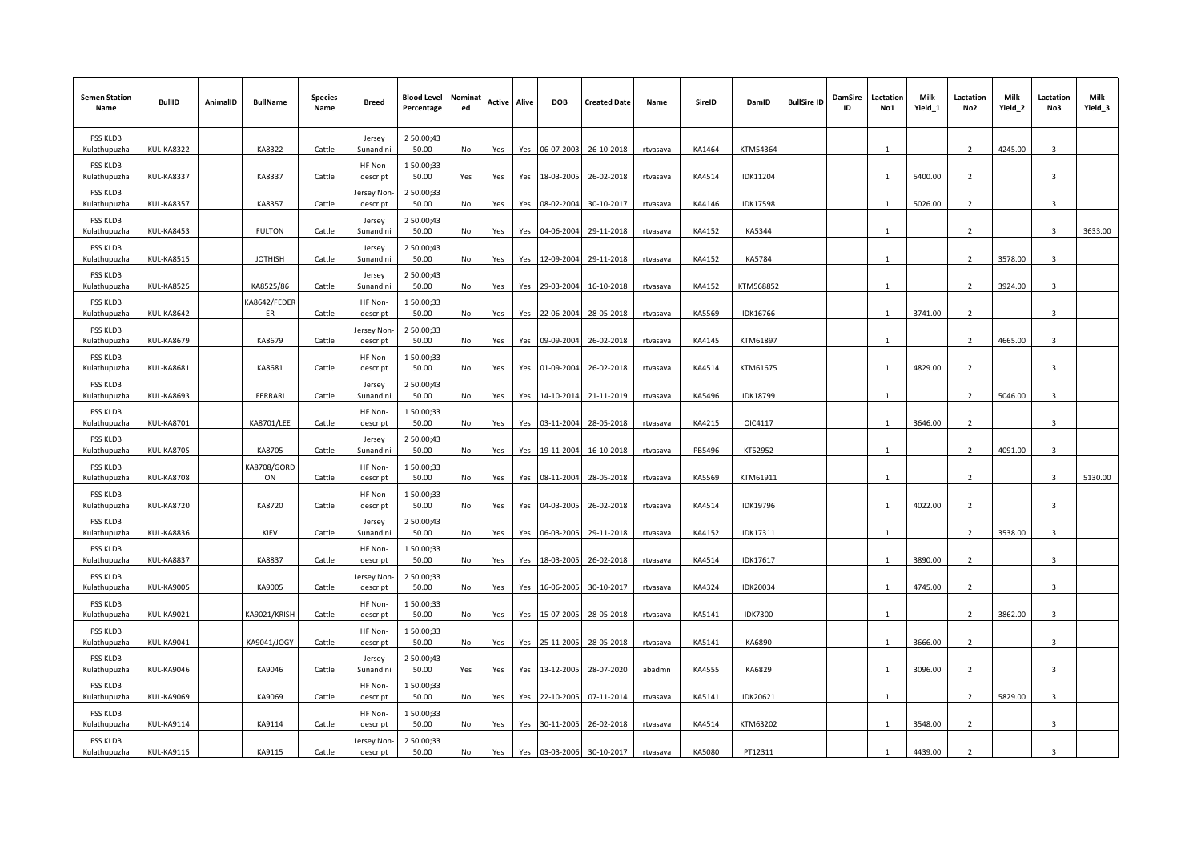| Semen Station Name | BullID | AnimalID | BullName | Species Name | Breed | Blood Level Percentage | Nominated | Active | Alive | DOB | Created Date | Name | SireID | DamID | BullSire ID | DamSire ID | Lactation No1 | Milk Yield_1 | Lactation No2 | Milk Yield_2 | Lactation No3 | Milk Yield_3 |
|---|---|---|---|---|---|---|---|---|---|---|---|---|---|---|---|---|---|---|---|---|---|---|
| FSS KLDB Kulathupuzha | KUL-KA8322 | | KA8322 | Cattle | Jersey Sunandini | 2 50.00;43 50.00 | No | Yes | Yes | 06-07-2003 | 26-10-2018 | rtvasava | KA1464 | KTM54364 | | | 1 | | 2 | 4245.00 | 3 | |
| FSS KLDB Kulathupuzha | KUL-KA8337 | | KA8337 | Cattle | HF Non-descript | 1 50.00;33 50.00 | Yes | Yes | Yes | 18-03-2005 | 26-02-2018 | rtvasava | KA4514 | IDK11204 | | | 1 | 5400.00 | 2 | | 3 | |
| FSS KLDB Kulathupuzha | KUL-KA8357 | | KA8357 | Cattle | Jersey Non-descript | 2 50.00;33 50.00 | No | Yes | Yes | 08-02-2004 | 30-10-2017 | rtvasava | KA4146 | IDK17598 | | | 1 | 5026.00 | 2 | | 3 | |
| FSS KLDB Kulathupuzha | KUL-KA8453 | | FULTON | Cattle | Jersey Sunandini | 2 50.00;43 50.00 | No | Yes | Yes | 04-06-2004 | 29-11-2018 | rtvasava | KA4152 | KA5344 | | | 1 | | 2 | | 3 | 3633.00 |
| FSS KLDB Kulathupuzha | KUL-KA8515 | | JOTHISH | Cattle | Jersey Sunandini | 2 50.00;43 50.00 | No | Yes | Yes | 12-09-2004 | 29-11-2018 | rtvasava | KA4152 | KA5784 | | | 1 | | 2 | 3578.00 | 3 | |
| FSS KLDB Kulathupuzha | KUL-KA8525 | | KA8525/86 | Cattle | Jersey Sunandini | 2 50.00;43 50.00 | No | Yes | Yes | 29-03-2004 | 16-10-2018 | rtvasava | KA4152 | KTM568852 | | | 1 | | 2 | 3924.00 | 3 | |
| FSS KLDB Kulathupuzha | KUL-KA8642 | | KA8642/FEDERER | Cattle | HF Non-descript | 1 50.00;33 50.00 | No | Yes | Yes | 22-06-2004 | 28-05-2018 | rtvasava | KA5569 | IDK16766 | | | 1 | 3741.00 | 2 | | 3 | |
| FSS KLDB Kulathupuzha | KUL-KA8679 | | KA8679 | Cattle | Jersey Non-descript | 2 50.00;33 50.00 | No | Yes | Yes | 09-09-2004 | 26-02-2018 | rtvasava | KA4145 | KTM61897 | | | 1 | | 2 | 4665.00 | 3 | |
| FSS KLDB Kulathupuzha | KUL-KA8681 | | KA8681 | Cattle | HF Non-descript | 1 50.00;33 50.00 | No | Yes | Yes | 01-09-2004 | 26-02-2018 | rtvasava | KA4514 | KTM61675 | | | 1 | 4829.00 | 2 | | 3 | |
| FSS KLDB Kulathupuzha | KUL-KA8693 | | FERRARI | Cattle | Jersey Sunandini | 2 50.00;43 50.00 | No | Yes | Yes | 14-10-2014 | 21-11-2019 | rtvasava | KA5496 | IDK18799 | | | 1 | | 2 | 5046.00 | 3 | |
| FSS KLDB Kulathupuzha | KUL-KA8701 | | KA8701/LEE | Cattle | HF Non-descript | 1 50.00;33 50.00 | No | Yes | Yes | 03-11-2004 | 28-05-2018 | rtvasava | KA4215 | OIC4117 | | | 1 | 3646.00 | 2 | | 3 | |
| FSS KLDB Kulathupuzha | KUL-KA8705 | | KA8705 | Cattle | Jersey Sunandini | 2 50.00;43 50.00 | No | Yes | Yes | 19-11-2004 | 16-10-2018 | rtvasava | PB5496 | KT52952 | | | 1 | | 2 | 4091.00 | 3 | |
| FSS KLDB Kulathupuzha | KUL-KA8708 | | KA8708/GORDON | Cattle | HF Non-descript | 1 50.00;33 50.00 | No | Yes | Yes | 08-11-2004 | 28-05-2018 | rtvasava | KA5569 | KTM61911 | | | 1 | | 2 | | 3 | 5130.00 |
| FSS KLDB Kulathupuzha | KUL-KA8720 | | KA8720 | Cattle | HF Non-descript | 1 50.00;33 50.00 | No | Yes | Yes | 04-03-2005 | 26-02-2018 | rtvasava | KA4514 | IDK19796 | | | 1 | 4022.00 | 2 | | 3 | |
| FSS KLDB Kulathupuzha | KUL-KA8836 | | KIEV | Cattle | Jersey Sunandini | 2 50.00;43 50.00 | No | Yes | Yes | 06-03-2005 | 29-11-2018 | rtvasava | KA4152 | IDK17311 | | | 1 | | 2 | 3538.00 | 3 | |
| FSS KLDB Kulathupuzha | KUL-KA8837 | | KA8837 | Cattle | HF Non-descript | 1 50.00;33 50.00 | No | Yes | Yes | 18-03-2005 | 26-02-2018 | rtvasava | KA4514 | IDK17617 | | | 1 | 3890.00 | 2 | | 3 | |
| FSS KLDB Kulathupuzha | KUL-KA9005 | | KA9005 | Cattle | Jersey Non-descript | 2 50.00;33 50.00 | No | Yes | Yes | 16-06-2005 | 30-10-2017 | rtvasava | KA4324 | IDK20034 | | | 1 | 4745.00 | 2 | | 3 | |
| FSS KLDB Kulathupuzha | KUL-KA9021 | | KA9021/KRISH | Cattle | HF Non-descript | 1 50.00;33 50.00 | No | Yes | Yes | 15-07-2005 | 28-05-2018 | rtvasava | KA5141 | IDK7300 | | | 1 | | 2 | 3862.00 | 3 | |
| FSS KLDB Kulathupuzha | KUL-KA9041 | | KA9041/JOGY | Cattle | HF Non-descript | 1 50.00;33 50.00 | No | Yes | Yes | 25-11-2005 | 28-05-2018 | rtvasava | KA5141 | KA6890 | | | 1 | 3666.00 | 2 | | 3 | |
| FSS KLDB Kulathupuzha | KUL-KA9046 | | KA9046 | Cattle | Jersey Sunandini | 2 50.00;43 50.00 | Yes | Yes | Yes | 13-12-2005 | 28-07-2020 | abadmn | KA4555 | KA6829 | | | 1 | 3096.00 | 2 | | 3 | |
| FSS KLDB Kulathupuzha | KUL-KA9069 | | KA9069 | Cattle | HF Non-descript | 1 50.00;33 50.00 | No | Yes | Yes | 22-10-2005 | 07-11-2014 | rtvasava | KA5141 | IDK20621 | | | 1 | | 2 | 5829.00 | 3 | |
| FSS KLDB Kulathupuzha | KUL-KA9114 | | KA9114 | Cattle | HF Non-descript | 1 50.00;33 50.00 | No | Yes | Yes | 30-11-2005 | 26-02-2018 | rtvasava | KA4514 | KTM63202 | | | 1 | 3548.00 | 2 | | 3 | |
| FSS KLDB Kulathupuzha | KUL-KA9115 | | KA9115 | Cattle | Jersey Non-descript | 2 50.00;33 50.00 | No | Yes | Yes | 03-03-2006 | 30-10-2017 | rtvasava | KA5080 | PT12311 | | | 1 | 4439.00 | 2 | | 3 | |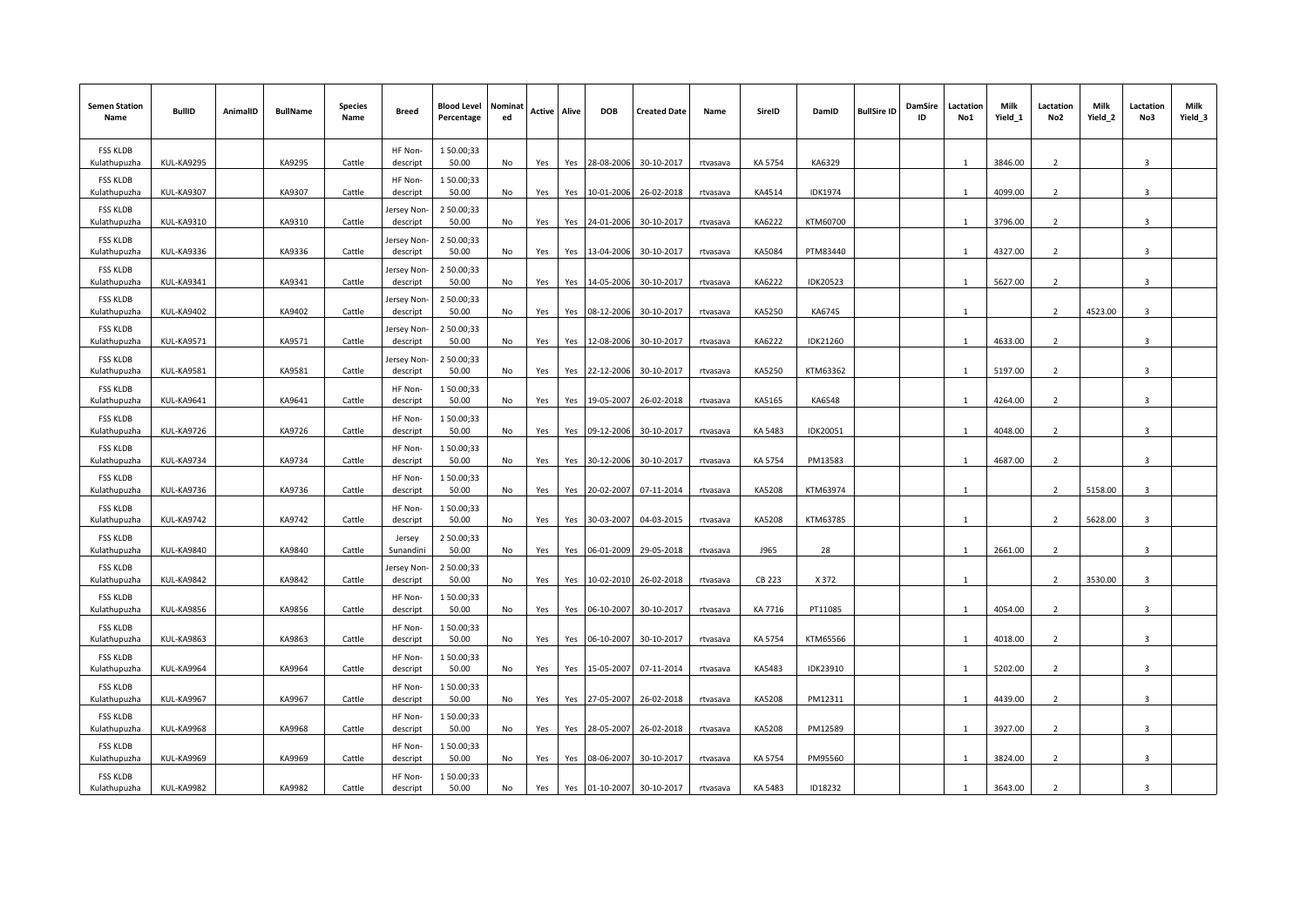| Semen Station Name | BullID | AnimalID | BullName | Species Name | Breed | Blood Level Percentage | Nominated | Active | Alive | DOB | Created Date | Name | SireID | DamID | BullSire ID | DamSire ID | Lactation No1 | Milk Yield_1 | Lactation No2 | Milk Yield_2 | Lactation No3 | Milk Yield_3 |
|---|---|---|---|---|---|---|---|---|---|---|---|---|---|---|---|---|---|---|---|---|---|---|
| FSS KLDB Kulathupuzha | KUL-KA9295 | | KA9295 | Cattle | HF Non-descript | 1 50.00;33 50.00 | No | Yes | Yes | 28-08-2006 | 30-10-2017 | rtvasava | KA 5754 | KA6329 | | | 1 | 3846.00 | 2 | | 3 | |
| FSS KLDB Kulathupuzha | KUL-KA9307 | | KA9307 | Cattle | HF Non-descript | 1 50.00;33 50.00 | No | Yes | Yes | 10-01-2006 | 26-02-2018 | rtvasava | KA4514 | IDK1974 | | | 1 | 4099.00 | 2 | | 3 | |
| FSS KLDB Kulathupuzha | KUL-KA9310 | | KA9310 | Cattle | Jersey Non-descript | 2 50.00;33 50.00 | No | Yes | Yes | 24-01-2006 | 30-10-2017 | rtvasava | KA6222 | KTM60700 | | | 1 | 3796.00 | 2 | | 3 | |
| FSS KLDB Kulathupuzha | KUL-KA9336 | | KA9336 | Cattle | Jersey Non-descript | 2 50.00;33 50.00 | No | Yes | Yes | 13-04-2006 | 30-10-2017 | rtvasava | KA5084 | PTM83440 | | | 1 | 4327.00 | 2 | | 3 | |
| FSS KLDB Kulathupuzha | KUL-KA9341 | | KA9341 | Cattle | Jersey Non-descript | 2 50.00;33 50.00 | No | Yes | Yes | 14-05-2006 | 30-10-2017 | rtvasava | KA6222 | IDK20523 | | | 1 | 5627.00 | 2 | | 3 | |
| FSS KLDB Kulathupuzha | KUL-KA9402 | | KA9402 | Cattle | Jersey Non-descript | 2 50.00;33 50.00 | No | Yes | Yes | 08-12-2006 | 30-10-2017 | rtvasava | KA5250 | KA6745 | | | 1 | | 2 | 4523.00 | 3 | |
| FSS KLDB Kulathupuzha | KUL-KA9571 | | KA9571 | Cattle | Jersey Non-descript | 2 50.00;33 50.00 | No | Yes | Yes | 12-08-2006 | 30-10-2017 | rtvasava | KA6222 | IDK21260 | | | 1 | 4633.00 | 2 | | 3 | |
| FSS KLDB Kulathupuzha | KUL-KA9581 | | KA9581 | Cattle | Jersey Non-descript | 2 50.00;33 50.00 | No | Yes | Yes | 22-12-2006 | 30-10-2017 | rtvasava | KA5250 | KTM63362 | | | 1 | 5197.00 | 2 | | 3 | |
| FSS KLDB Kulathupuzha | KUL-KA9641 | | KA9641 | Cattle | HF Non-descript | 1 50.00;33 50.00 | No | Yes | Yes | 19-05-2007 | 26-02-2018 | rtvasava | KA5165 | KA6548 | | | 1 | 4264.00 | 2 | | 3 | |
| FSS KLDB Kulathupuzha | KUL-KA9726 | | KA9726 | Cattle | HF Non-descript | 1 50.00;33 50.00 | No | Yes | Yes | 09-12-2006 | 30-10-2017 | rtvasava | KA 5483 | IDK20051 | | | 1 | 4048.00 | 2 | | 3 | |
| FSS KLDB Kulathupuzha | KUL-KA9734 | | KA9734 | Cattle | HF Non-descript | 1 50.00;33 50.00 | No | Yes | Yes | 30-12-2006 | 30-10-2017 | rtvasava | KA 5754 | PM13583 | | | 1 | 4687.00 | 2 | | 3 | |
| FSS KLDB Kulathupuzha | KUL-KA9736 | | KA9736 | Cattle | HF Non-descript | 1 50.00;33 50.00 | No | Yes | Yes | 20-02-2007 | 07-11-2014 | rtvasava | KA5208 | KTM63974 | | | 1 | | 2 | 5158.00 | 3 | |
| FSS KLDB Kulathupuzha | KUL-KA9742 | | KA9742 | Cattle | HF Non-descript | 1 50.00;33 50.00 | No | Yes | Yes | 30-03-2007 | 04-03-2015 | rtvasava | KA5208 | KTM63785 | | | 1 | | 2 | 5628.00 | 3 | |
| FSS KLDB Kulathupuzha | KUL-KA9840 | | KA9840 | Cattle | Jersey Sunandini | 2 50.00;33 50.00 | No | Yes | Yes | 06-01-2009 | 29-05-2018 | rtvasava | J965 | 28 | | | 1 | 2661.00 | 2 | | 3 | |
| FSS KLDB Kulathupuzha | KUL-KA9842 | | KA9842 | Cattle | Jersey Non-descript | 2 50.00;33 50.00 | No | Yes | Yes | 10-02-2010 | 26-02-2018 | rtvasava | CB 223 | X 372 | | | 1 | | 2 | 3530.00 | 3 | |
| FSS KLDB Kulathupuzha | KUL-KA9856 | | KA9856 | Cattle | HF Non-descript | 1 50.00;33 50.00 | No | Yes | Yes | 06-10-2007 | 30-10-2017 | rtvasava | KA 7716 | PT11085 | | | 1 | 4054.00 | 2 | | 3 | |
| FSS KLDB Kulathupuzha | KUL-KA9863 | | KA9863 | Cattle | HF Non-descript | 1 50.00;33 50.00 | No | Yes | Yes | 06-10-2007 | 30-10-2017 | rtvasava | KA 5754 | KTM65566 | | | 1 | 4018.00 | 2 | | 3 | |
| FSS KLDB Kulathupuzha | KUL-KA9964 | | KA9964 | Cattle | HF Non-descript | 1 50.00;33 50.00 | No | Yes | Yes | 15-05-2007 | 07-11-2014 | rtvasava | KA5483 | IDK23910 | | | 1 | 5202.00 | 2 | | 3 | |
| FSS KLDB Kulathupuzha | KUL-KA9967 | | KA9967 | Cattle | HF Non-descript | 1 50.00;33 50.00 | No | Yes | Yes | 27-05-2007 | 26-02-2018 | rtvasava | KA5208 | PM12311 | | | 1 | 4439.00 | 2 | | 3 | |
| FSS KLDB Kulathupuzha | KUL-KA9968 | | KA9968 | Cattle | HF Non-descript | 1 50.00;33 50.00 | No | Yes | Yes | 28-05-2007 | 26-02-2018 | rtvasava | KA5208 | PM12589 | | | 1 | 3927.00 | 2 | | 3 | |
| FSS KLDB Kulathupuzha | KUL-KA9969 | | KA9969 | Cattle | HF Non-descript | 1 50.00;33 50.00 | No | Yes | Yes | 08-06-2007 | 30-10-2017 | rtvasava | KA 5754 | PM95560 | | | 1 | 3824.00 | 2 | | 3 | |
| FSS KLDB Kulathupuzha | KUL-KA9982 | | KA9982 | Cattle | HF Non-descript | 1 50.00;33 50.00 | No | Yes | Yes | 01-10-2007 | 30-10-2017 | rtvasava | KA 5483 | ID18232 | | | 1 | 3643.00 | 2 | | 3 | |